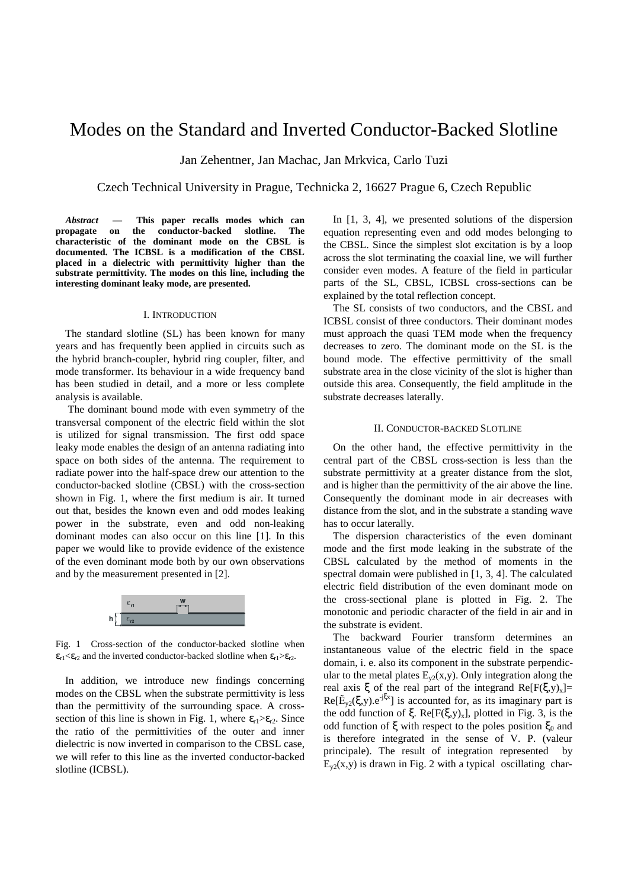# Modes on the Standard and Inverted Conductor-Backed Slotline

Jan Zehentner, Jan Machac, Jan Mrkvica, Carlo Tuzi

Czech Technical University in Prague, Technicka 2, 16627 Prague 6, Czech Republic

***Abstract*** **— This paper recalls modes which can propagate on the conductor-backed slotline. The characteristic of the dominant mode on the CBSL is documented. The ICBSL is a modification of the CBSL placed in a dielectric with permittivity higher than the substrate permittivity. The modes on this line, including the interesting dominant leaky mode, are presented.**

## I. Introduction

The standard slotline (SL) has been known for many years and has frequently been applied in circuits such as the hybrid branch-coupler, hybrid ring coupler, filter, and mode transformer. Its behaviour in a wide frequency band has been studied in detail, and a more or less complete analysis is available.

The dominant bound mode with even symmetry of the transversal component of the electric field within the slot is utilized for signal transmission. The first odd space leaky mode enables the design of an antenna radiating into space on both sides of the antenna. The requirement to radiate power into the half-space drew our attention to the conductor-backed slotline (CBSL) with the cross-section shown in Fig. 1, where the first medium is air. It turned out that, besides the known even and odd modes leaking power in the substrate, even and odd non-leaking dominant modes can also occur on this line [1]. In this paper we would like to provide evidence of the existence of the even dominant mode both by our own observations and by the measurement presented in [2].

Fig. 1 Cross-section of the conductor-backed slotline when $\varepsilon_{r1}<\varepsilon_{r2}$ and the inverted conductor-backed slotline when $\varepsilon_{r1}>\varepsilon_{r2}$.

In addition, we introduce new findings concerning modes on the CBSL when the substrate permittivity is less than the permittivity of the surrounding space. A cross-section of this line is shown in Fig. 1, where $\varepsilon_{r1}>\varepsilon_{r2}$. Since the ratio of the permittivities of the outer and inner dielectric is now inverted in comparison to the CBSL case, we will refer to this line as the inverted conductor-backed slotline (ICBSL).

In [1, 3, 4], we presented solutions of the dispersion equation representing even and odd modes belonging to the CBSL. Since the simplest slot excitation is by a loop across the slot terminating the coaxial line, we will further consider even modes. A feature of the field in particular parts of the SL, CBSL, ICBSL cross-sections can be explained by the total reflection concept.

The SL consists of two conductors, and the CBSL and ICBSL consist of three conductors. Their dominant modes must approach the quasi TEM mode when the frequency decreases to zero. The dominant mode on the SL is the bound mode. The effective permittivity of the small substrate area in the close vicinity of the slot is higher than outside this area. Consequently, the field amplitude in the substrate decreases laterally.

## II. Conductor-backed Slotline

On the other hand, the effective permittivity in the central part of the CBSL cross-section is less than the substrate permittivity at a greater distance from the slot, and is higher than the permittivity of the air above the line. Consequently the dominant mode in air decreases with distance from the slot, and in the substrate a standing wave has to occur laterally.

The dispersion characteristics of the even dominant mode and the first mode leaking in the substrate of the CBSL calculated by the method of moments in the spectral domain were published in [1, 3, 4]. The calculated electric field distribution of the even dominant mode on the cross-sectional plane is plotted in Fig. 2. The monotonic and periodic character of the field in air and in the substrate is evident.

The backward Fourier transform determines an instantaneous value of the electric field in the space domain, i. e. also its component in the substrate perpendicular to the metal plates $E_{y2}(x,y)$. Only integration along the real axis $\xi$ of the real part of the integrand $\mathrm{Re}[F(\xi,y)_x]=\mathrm{Re}[\tilde{E}_{y2}(\xi,y).e^{-j\xi x}]$ is accounted for, as its imaginary part is the odd function of $\xi$. $\mathrm{Re}[F(\xi,y)_x]$, plotted in Fig. 3, is the odd function of $\xi$ with respect to the poles position $\xi_0$ and is therefore integrated in the sense of V. P. (valeur principale). The result of integration represented by $E_{y2}(x,y)$ is drawn in Fig. 2 with a typical oscillating char-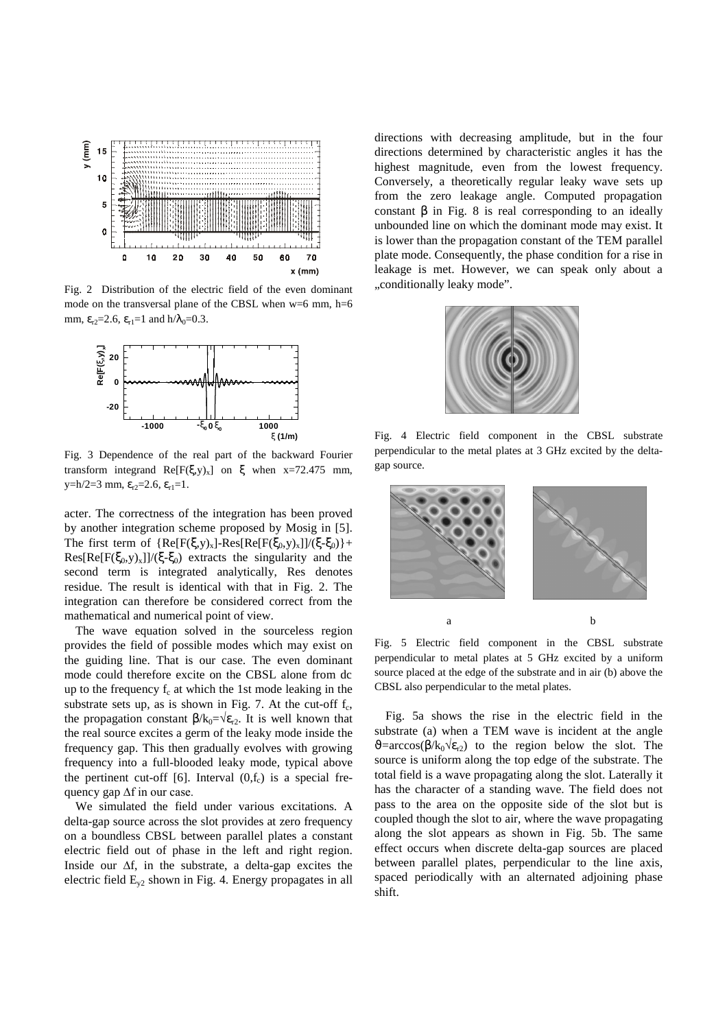Fig. 2 Distribution of the electric field of the even dominant mode on the transversal plane of the CBSL when w=6 mm, h=6 mm, $\varepsilon_{r2}$=2.6, $\varepsilon_{r1}$=1 and $h/\lambda_0$=0.3.

Fig. 3 Dependence of the real part of the backward Fourier transform integrand $Re[F(\xi,y)_x]$ on $\xi$ when x=72.475 mm, y=h/2=3 mm, $\varepsilon_{r2}$=2.6, $\varepsilon_{r1}$=1.

acter. The correctness of the integration has been proved by another integration scheme proposed by Mosig in [5]. The first term of $\{Re[F(\xi,y)_x]\text{-}Res[Re[F(\xi_0,y)_x]]/(\xi\text{-}\xi_0)\}+Res[Re[F(\xi_0,y)_x]]/(\xi\text{-}\xi_0)$ extracts the singularity and the second term is integrated analytically, Res denotes residue. The result is identical with that in Fig. 2. The integration can therefore be considered correct from the mathematical and numerical point of view.

The wave equation solved in the sourceless region provides the field of possible modes which may exist on the guiding line. That is our case. The even dominant mode could therefore excite on the CBSL alone from dc up to the frequency $f_c$ at which the 1st mode leaking in the substrate sets up, as is shown in Fig. 7. At the cut-off $f_c$, the propagation constant $\beta/k_0=\sqrt{\varepsilon_{r2}}$. It is well known that the real source excites a germ of the leaky mode inside the frequency gap. This then gradually evolves with growing frequency into a full-blooded leaky mode, typical above the pertinent cut-off [6]. Interval $(0,f_c)$ is a special frequency gap $\Delta f$ in our case.

We simulated the field under various excitations. A delta-gap source across the slot provides at zero frequency on a boundless CBSL between parallel plates a constant electric field out of phase in the left and right region. Inside our $\Delta f$, in the substrate, a delta-gap excites the electric field $E_{y2}$ shown in Fig. 4. Energy propagates in all directions with decreasing amplitude, but in the four directions determined by characteristic angles it has the highest magnitude, even from the lowest frequency. Conversely, a theoretically regular leaky wave sets up from the zero leakage angle. Computed propagation constant $\beta$ in Fig. 8 is real corresponding to an ideally unbounded line on which the dominant mode may exist. It is lower than the propagation constant of the TEM parallel plate mode. Consequently, the phase condition for a rise in leakage is met. However, we can speak only about a „conditionally leaky mode".

Fig. 4 Electric field component in the CBSL substrate perpendicular to the metal plates at 3 GHz excited by the delta-gap source.

Fig. 5 Electric field component in the CBSL substrate perpendicular to metal plates at 5 GHz excited by a uniform source placed at the edge of the substrate and in air (b) above the CBSL also perpendicular to the metal plates.

Fig. 5a shows the rise in the electric field in the substrate (a) when a TEM wave is incident at the angle $\vartheta=\arccos(\beta/k_0\sqrt{\varepsilon_{r2}})$ to the region below the slot. The source is uniform along the top edge of the substrate. The total field is a wave propagating along the slot. Laterally it has the character of a standing wave. The field does not pass to the area on the opposite side of the slot but is coupled though the slot to air, where the wave propagating along the slot appears as shown in Fig. 5b. The same effect occurs when discrete delta-gap sources are placed between parallel plates, perpendicular to the line axis, spaced periodically with an alternated adjoining phase shift.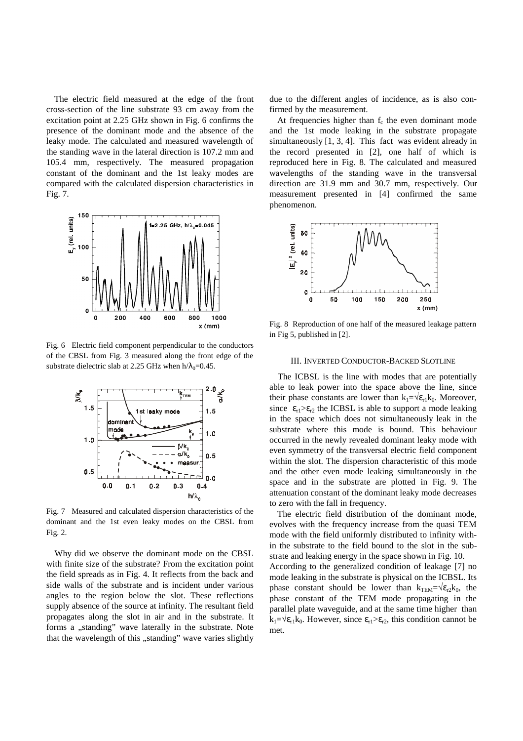The electric field measured at the edge of the front cross-section of the line substrate 93 cm away from the excitation point at 2.25 GHz shown in Fig. 6 confirms the presence of the dominant mode and the absence of the leaky mode. The calculated and measured wavelength of the standing wave in the lateral direction is 107.2 mm and 105.4 mm, respectively. The measured propagation constant of the dominant and the 1st leaky modes are compared with the calculated dispersion characteristics in Fig. 7.

Fig. 6 Electric field component perpendicular to the conductors of the CBSL from Fig. 3 measured along the front edge of the substrate dielectric slab at 2.25 GHz when $h/\lambda_0$=0.45.

Fig. 7 Measured and calculated dispersion characteristics of the dominant and the 1st even leaky modes on the CBSL from Fig. 2.

Why did we observe the dominant mode on the CBSL with finite size of the substrate? From the excitation point the field spreads as in Fig. 4. It reflects from the back and side walls of the substrate and is incident under various angles to the region below the slot. These reflections supply absence of the source at infinity. The resultant field propagates along the slot in air and in the substrate. It forms a „standing" wave laterally in the substrate. Note that the wavelength of this „standing" wave varies slightly due to the different angles of incidence, as is also confirmed by the measurement.

At frequencies higher than $f_c$ the even dominant mode and the 1st mode leaking in the substrate propagate simultaneously [1, 3, 4]. This fact was evident already in the record presented in [2], one half of which is reproduced here in Fig. 8. The calculated and measured wavelengths of the standing wave in the transversal direction are 31.9 mm and 30.7 mm, respectively. Our measurement presented in [4] confirmed the same phenomenon.

Fig. 8 Reproduction of one half of the measured leakage pattern in Fig 5, published in [2].

## III. Inverted Conductor-Backed Slotline

The ICBSL is the line with modes that are potentially able to leak power into the space above the line, since their phase constants are lower than $k_1=\sqrt{\varepsilon_{r1}}k_0$. Moreover, since $\varepsilon_{r1}>\varepsilon_{r2}$ the ICBSL is able to support a mode leaking in the space which does not simultaneously leak in the substrate where this mode is bound. This behaviour occurred in the newly revealed dominant leaky mode with even symmetry of the transversal electric field component within the slot. The dispersion characteristic of this mode and the other even mode leaking simultaneously in the space and in the substrate are plotted in Fig. 9. The attenuation constant of the dominant leaky mode decreases to zero with the fall in frequency.

The electric field distribution of the dominant mode, evolves with the frequency increase from the quasi TEM mode with the field uniformly distributed to infinity within the substrate to the field bound to the slot in the substrate and leaking energy in the space shown in Fig. 10.

According to the generalized condition of leakage [7] no mode leaking in the substrate is physical on the ICBSL. Its phase constant should be lower than $k_{TEM}=\sqrt{\varepsilon_{r2}}k_0$, the phase constant of the TEM mode propagating in the parallel plate waveguide, and at the same time higher than $k_1=\sqrt{\varepsilon_{r1}}k_0$. However, since $\varepsilon_{r1}>\varepsilon_{r2}$, this condition cannot be met.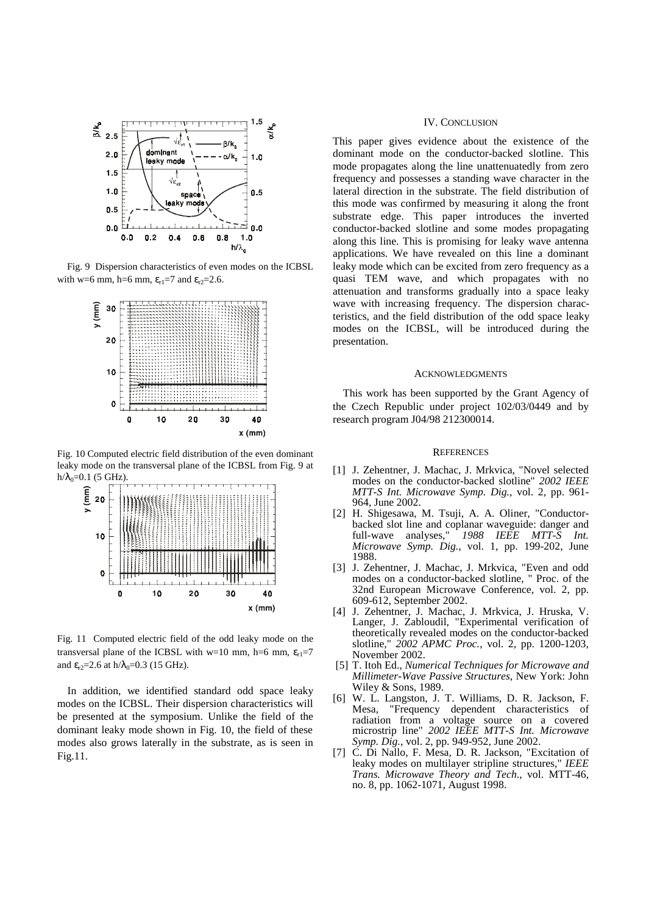$\beta/k_0$

$\alpha/k_0$

2.5

2.0

1.5

1.0

0.5

0.0

1.5

1.0

0.5

0.0

0.0 0.2 0.4 0.6 0.8 1.0

$h/\lambda_0$

$\sqrt{\varepsilon_{r1}}$

$\sqrt{\varepsilon_{r2}}$

dominant leaky mode

space leaky mode

$\beta/k_0$

$\alpha/k_0$

Fig. 9 Dispersion characteristics of even modes on the ICBSL with w=6 mm, h=6 mm, $\varepsilon_{r1}$=7 and $\varepsilon_{r2}$=2.6.

y (mm)

30

20

10

0

0 10 20 30 40

x (mm)

Fig. 10 Computed electric field distribution of the even dominant leaky mode on the transversal plane of the ICBSL from Fig. 9 at $h/\lambda_0$=0.1 (5 GHz).

y (mm)

20

10

0

0 10 20 30 40

x (mm)

Fig. 11 Computed electric field of the odd leaky mode on the transversal plane of the ICBSL with w=10 mm, h=6 mm, $\varepsilon_{r1}$=7 and $\varepsilon_{r2}$=2.6 at $h/\lambda_0$=0.3 (15 GHz).

In addition, we identified standard odd space leaky modes on the ICBSL. Their dispersion characteristics will be presented at the symposium. Unlike the field of the dominant leaky mode shown in Fig. 10, the field of these modes also grows laterally in the substrate, as is seen in Fig.11.

## IV. Conclusion

This paper gives evidence about the existence of the dominant mode on the conductor-backed slotline. This mode propagates along the line unattenuatedly from zero frequency and possesses a standing wave character in the lateral direction in the substrate. The field distribution of this mode was confirmed by measuring it along the front substrate edge. This paper introduces the inverted conductor-backed slotline and some modes propagating along this line. This is promising for leaky wave antenna applications. We have revealed on this line a dominant leaky mode which can be excited from zero frequency as a quasi TEM wave, and which propagates with no attenuation and transforms gradually into a space leaky wave with increasing frequency. The dispersion characteristics, and the field distribution of the odd space leaky modes on the ICBSL, will be introduced during the presentation.

## Acknowledgments

This work has been supported by the Grant Agency of the Czech Republic under project 102/03/0449 and by research program J04/98 212300014.

## References

[1] J. Zehentner, J. Machac, J. Mrkvica, "Novel selected modes on the conductor-backed slotline" *2002 IEEE MTT-S Int. Microwave Symp. Dig.*, vol. 2, pp. 961-964, June 2002.

[2] H. Shigesawa, M. Tsuji, A. A. Oliner, "Conductor-backed slot line and coplanar waveguide: danger and full-wave analyses," *1988 IEEE MTT-S Int. Microwave Symp. Dig.*, vol. 1, pp. 199-202, June 1988.

[3] J. Zehentner, J. Machac, J. Mrkvica, "Even and odd modes on a conductor-backed slotline, " Proc. of the 32nd European Microwave Conference, vol. 2, pp. 609-612, September 2002.

[4] J. Zehentner, J. Machac, J. Mrkvica, J. Hruska, V. Langer, J. Zabloudil, "Experimental verification of theoretically revealed modes on the conductor-backed slotline," *2002 APMC Proc.*, vol. 2, pp. 1200-1203, November 2002.

[5] T. Itoh Ed., *Numerical Techniques for Microwave and Millimeter-Wave Passive Structures*, New York: John Wiley & Sons, 1989.

[6] W. L. Langston, J. T. Williams, D. R. Jackson, F. Mesa, "Frequency dependent characteristics of radiation from a voltage source on a covered microstrip line" *2002 IEEE MTT-S Int. Microwave Symp. Dig.*, vol. 2, pp. 949-952, June 2002.

[7] C. Di Nallo, F. Mesa, D. R. Jackson, "Excitation of leaky modes on multilayer stripline structures," *IEEE Trans. Microwave Theory and Tech.*, vol. MTT-46, no. 8, pp. 1062-1071, August 1998.